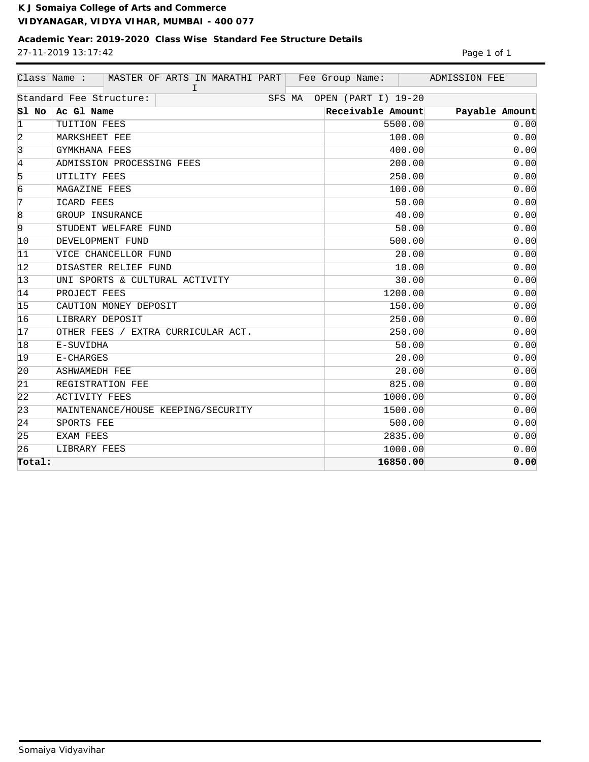**K J Somaiya College of Arts and Commerce**

**VIDYANAGAR, VIDYA VIHAR, MUMBAI - 400 077**

**Academic Year: 2019-2020 Class Wise Standard Fee Structure Details**

27-11-2019 13:17:42

| Class Name : | MASTER OF ARTS IN MARATHI PART I | Fee Group Name: | ADMISSION FEE |
|---|---|---|---|
| Standard Fee Structure: | | SFS MA OPEN (PART I) 19-20 | |

| Sl No | Ac Gl Name | Receivable Amount | Payable Amount |
|---|---|---|---|
| 1 | TUITION FEES | 5500.00 | 0.00 |
| 2 | MARKSHEET FEE | 100.00 | 0.00 |
| 3 | GYMKHANA FEES | 400.00 | 0.00 |
| 4 | ADMISSION PROCESSING FEES | 200.00 | 0.00 |
| 5 | UTILITY FEES | 250.00 | 0.00 |
| 6 | MAGAZINE FEES | 100.00 | 0.00 |
| 7 | ICARD FEES | 50.00 | 0.00 |
| 8 | GROUP INSURANCE | 40.00 | 0.00 |
| 9 | STUDENT WELFARE FUND | 50.00 | 0.00 |
| 10 | DEVELOPMENT FUND | 500.00 | 0.00 |
| 11 | VICE CHANCELLOR FUND | 20.00 | 0.00 |
| 12 | DISASTER RELIEF FUND | 10.00 | 0.00 |
| 13 | UNI SPORTS & CULTURAL ACTIVITY | 30.00 | 0.00 |
| 14 | PROJECT FEES | 1200.00 | 0.00 |
| 15 | CAUTION MONEY DEPOSIT | 150.00 | 0.00 |
| 16 | LIBRARY DEPOSIT | 250.00 | 0.00 |
| 17 | OTHER FEES / EXTRA CURRICULAR ACT. | 250.00 | 0.00 |
| 18 | E-SUVIDHA | 50.00 | 0.00 |
| 19 | E-CHARGES | 20.00 | 0.00 |
| 20 | ASHWAMEDH FEE | 20.00 | 0.00 |
| 21 | REGISTRATION FEE | 825.00 | 0.00 |
| 22 | ACTIVITY FEES | 1000.00 | 0.00 |
| 23 | MAINTENANCE/HOUSE KEEPING/SECURITY | 1500.00 | 0.00 |
| 24 | SPORTS FEE | 500.00 | 0.00 |
| 25 | EXAM FEES | 2835.00 | 0.00 |
| 26 | LIBRARY FEES | 1000.00 | 0.00 |
| **Total:** | | **16850.00** | **0.00** |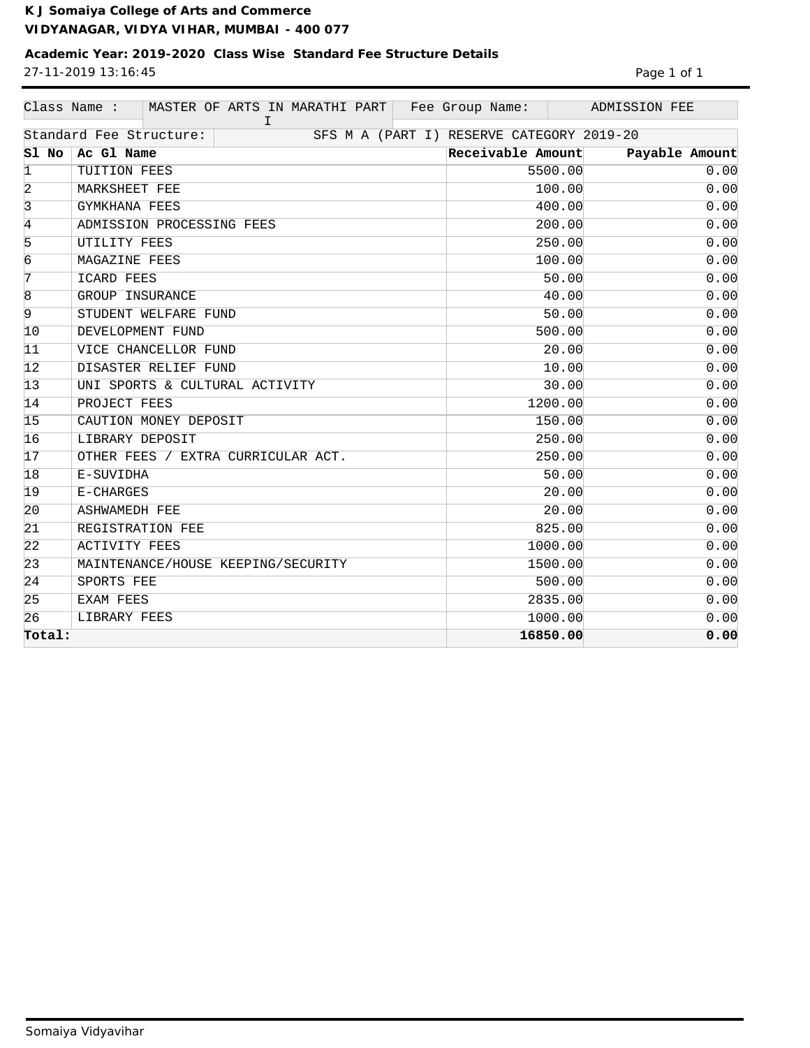**K J Somaiya College of Arts and Commerce**

**VIDYANAGAR, VIDYA VIHAR, MUMBAI - 400 077**

**Academic Year: 2019-2020 Class Wise Standard Fee Structure Details**

27-11-2019 13:16:45

| Class Name : | MASTER OF ARTS IN MARATHI PART I | Fee Group Name: | ADMISSION FEE |
|---|---|---|---|
| Standard Fee Structure: | SFS M A (PART I) RESERVE CATEGORY 2019-20 | | |

| Sl No | Ac Gl Name | Receivable Amount | Payable Amount |
|---|---|---|---|
| 1 | TUITION FEES | 5500.00 | 0.00 |
| 2 | MARKSHEET FEE | 100.00 | 0.00 |
| 3 | GYMKHANA FEES | 400.00 | 0.00 |
| 4 | ADMISSION PROCESSING FEES | 200.00 | 0.00 |
| 5 | UTILITY FEES | 250.00 | 0.00 |
| 6 | MAGAZINE FEES | 100.00 | 0.00 |
| 7 | ICARD FEES | 50.00 | 0.00 |
| 8 | GROUP INSURANCE | 40.00 | 0.00 |
| 9 | STUDENT WELFARE FUND | 50.00 | 0.00 |
| 10 | DEVELOPMENT FUND | 500.00 | 0.00 |
| 11 | VICE CHANCELLOR FUND | 20.00 | 0.00 |
| 12 | DISASTER RELIEF FUND | 10.00 | 0.00 |
| 13 | UNI SPORTS & CULTURAL ACTIVITY | 30.00 | 0.00 |
| 14 | PROJECT FEES | 1200.00 | 0.00 |
| 15 | CAUTION MONEY DEPOSIT | 150.00 | 0.00 |
| 16 | LIBRARY DEPOSIT | 250.00 | 0.00 |
| 17 | OTHER FEES / EXTRA CURRICULAR ACT. | 250.00 | 0.00 |
| 18 | E-SUVIDHA | 50.00 | 0.00 |
| 19 | E-CHARGES | 20.00 | 0.00 |
| 20 | ASHWAMEDH FEE | 20.00 | 0.00 |
| 21 | REGISTRATION FEE | 825.00 | 0.00 |
| 22 | ACTIVITY FEES | 1000.00 | 0.00 |
| 23 | MAINTENANCE/HOUSE KEEPING/SECURITY | 1500.00 | 0.00 |
| 24 | SPORTS FEE | 500.00 | 0.00 |
| 25 | EXAM FEES | 2835.00 | 0.00 |
| 26 | LIBRARY FEES | 1000.00 | 0.00 |
| **Total:** | | **16850.00** | **0.00** |

Somaiya Vidyavihar